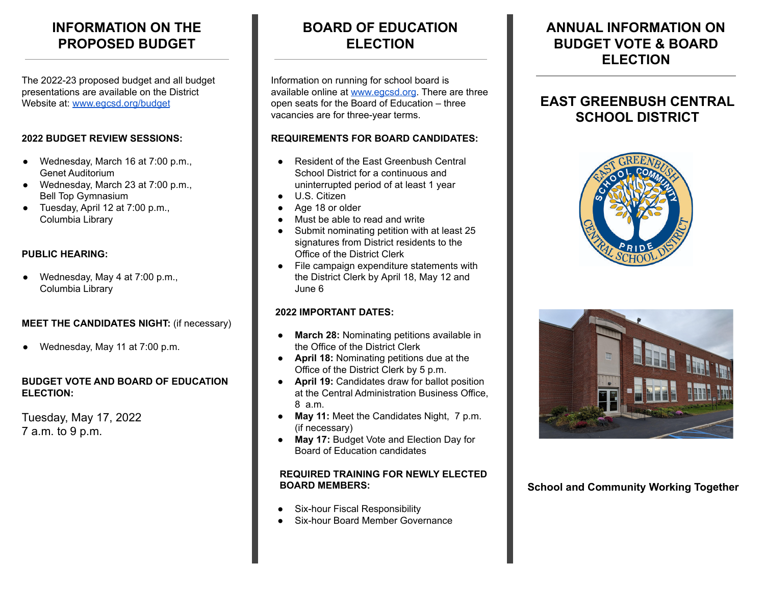## INFORMATION ON THE PROPOSED BUDGET

The 2022-23 proposed budget and all budget presentations are available on the District Website at: [www.egcsd.org/budget](http://www.egcsd.org/budget)

**2022 BUDGET REVIEW SESSIONS:**

- Wednesday, March 16 at 7:00 p.m., Genet Auditorium
- Wednesday, March 23 at 7:00 p.m., Bell Top Gymnasium
- Tuesday, April 12 at 7:00 p.m., Columbia Library

**PUBLIC HEARING:**

- Wednesday, May 4 at 7:00 p.m., Columbia Library

**MEET THE CANDIDATES NIGHT:** (if necessary)

- Wednesday, May 11 at 7:00 p.m.

**BUDGET VOTE AND BOARD OF EDUCATION ELECTION:**

Tuesday, May 17, 2022
7 a.m. to 9 p.m.

## BOARD OF EDUCATION ELECTION

Information on running for school board is available online at [www.egcsd.org](http://www.egcsd.org). There are three open seats for the Board of Education – three vacancies are for three-year terms.

**REQUIREMENTS FOR BOARD CANDIDATES:**

- Resident of the East Greenbush Central School District for a continuous and uninterrupted period of at least 1 year
- U.S. Citizen
- Age 18 or older
- Must be able to read and write
- Submit nominating petition with at least 25 signatures from District residents to the Office of the District Clerk
- File campaign expenditure statements with the District Clerk by April 18, May 12 and June 6

**2022 IMPORTANT DATES:**

- **March 28:** Nominating petitions available in the Office of the District Clerk
- **April 18:** Nominating petitions due at the Office of the District Clerk by 5 p.m.
- **April 19:** Candidates draw for ballot position at the Central Administration Business Office, 8 a.m.
- **May 11:** Meet the Candidates Night, 7 p.m. (if necessary)
- **May 17:** Budget Vote and Election Day for Board of Education candidates

**REQUIRED TRAINING FOR NEWLY ELECTED BOARD MEMBERS:**

- Six-hour Fiscal Responsibility
- Six-hour Board Member Governance

## ANNUAL INFORMATION ON BUDGET VOTE & BOARD ELECTION

## EAST GREENBUSH CENTRAL SCHOOL DISTRICT

**School and Community Working Together**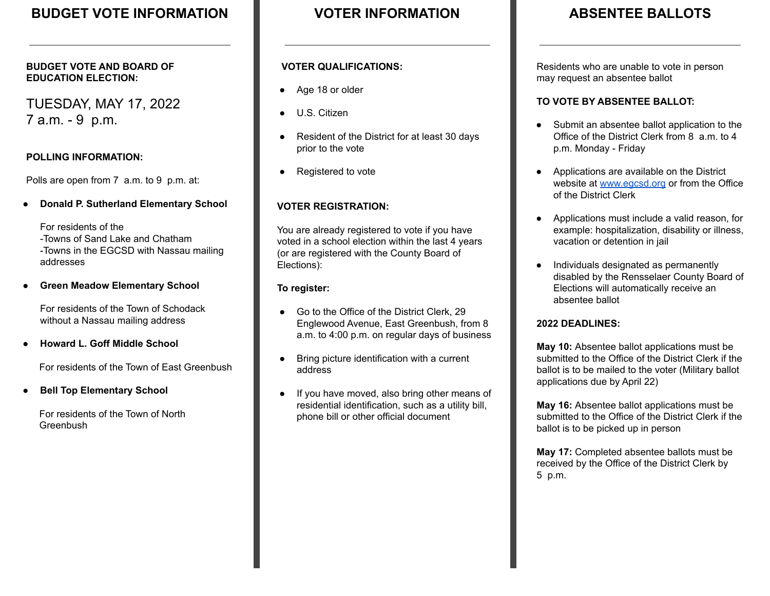## BUDGET VOTE INFORMATION

**BUDGET VOTE AND BOARD OF EDUCATION ELECTION:**

TUESDAY, MAY 17, 2022
7 a.m. - 9 p.m.

**POLLING INFORMATION:**

Polls are open from 7 a.m. to 9 p.m. at:

- **Donald P. Sutherland Elementary School**

  For residents of the
  -Towns of Sand Lake and Chatham
  -Towns in the EGCSD with Nassau mailing addresses

- **Green Meadow Elementary School**

  For residents of the Town of Schodack without a Nassau mailing address

- **Howard L. Goff Middle School**

  For residents of the Town of East Greenbush

- **Bell Top Elementary School**

  For residents of the Town of North Greenbush

## VOTER INFORMATION

**VOTER QUALIFICATIONS:**

- Age 18 or older
- U.S. Citizen
- Resident of the District for at least 30 days prior to the vote
- Registered to vote

**VOTER REGISTRATION:**

You are already registered to vote if you have voted in a school election within the last 4 years (or are registered with the County Board of Elections):

**To register:**

- Go to the Office of the District Clerk, 29 Englewood Avenue, East Greenbush, from 8 a.m. to 4:00 p.m. on regular days of business
- Bring picture identification with a current address
- If you have moved, also bring other means of residential identification, such as a utility bill, phone bill or other official document

## ABSENTEE BALLOTS

Residents who are unable to vote in person may request an absentee ballot

**TO VOTE BY ABSENTEE BALLOT:**

- Submit an absentee ballot application to the Office of the District Clerk from 8 a.m. to 4 p.m. Monday - Friday
- Applications are available on the District website at www.egcsd.org or from the Office of the District Clerk
- Applications must include a valid reason, for example: hospitalization, disability or illness, vacation or detention in jail
- Individuals designated as permanently disabled by the Rensselaer County Board of Elections will automatically receive an absentee ballot

**2022 DEADLINES:**

**May 10:** Absentee ballot applications must be submitted to the Office of the District Clerk if the ballot is to be mailed to the voter (Military ballot applications due by April 22)

**May 16:** Absentee ballot applications must be submitted to the Office of the District Clerk if the ballot is to be picked up in person

**May 17:** Completed absentee ballots must be received by the Office of the District Clerk by 5 p.m.